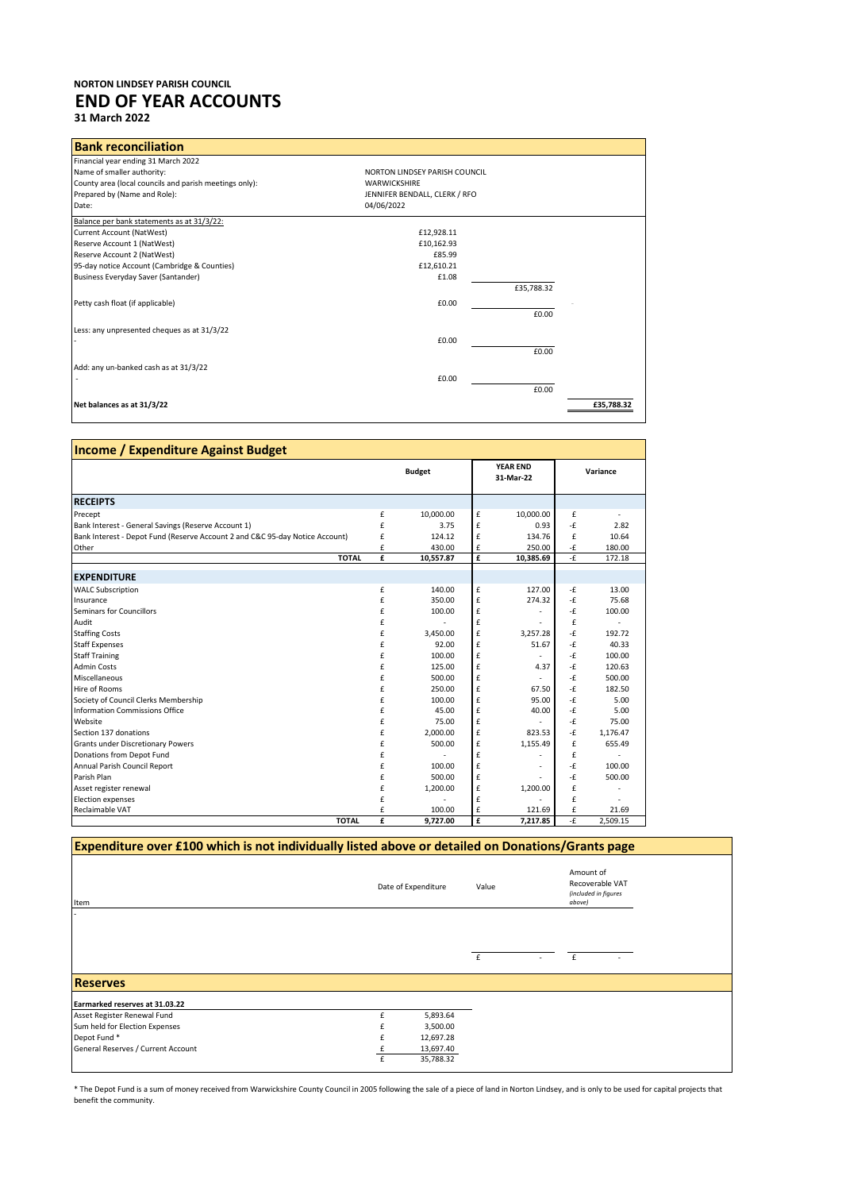**NORTON LINDSEY PARISH COUNCIL**

# END OF YEAR ACCOUNTS

**31 March 2022**

## Bank reconciliation

| | | | |
|---|---|---|---|
| Financial year ending 31 March 2022 | | | |
| Name of smaller authority: | NORTON LINDSEY PARISH COUNCIL | | |
| County area (local councils and parish meetings only): | WARWICKSHIRE | | |
| Prepared by (Name and Role): | JENNIFER BENDALL, CLERK / RFO | | |
| Date: | 04/06/2022 | | |
| Balance per bank statements as at 31/3/22: | | | |
| Current Account (NatWest) | £12,928.11 | | |
| Reserve Account 1 (NatWest) | £10,162.93 | | |
| Reserve Account 2 (NatWest) | £85.99 | | |
| 95-day notice Account (Cambridge & Counties) | £12,610.21 | | |
| Business Everyday Saver (Santander) | £1.08 | | |
| | | £35,788.32 | |
| Petty cash float (if applicable) | £0.00 | | - |
| | | £0.00 | |
| Less: any unpresented cheques as at 31/3/22 | | | |
| - | £0.00 | | |
| | | £0.00 | |
| Add: any un-banked cash as at 31/3/22 | | | |
| - | £0.00 | | |
| | | £0.00 | |
| **Net balances as at 31/3/22** | | | **£35,788.32** |

## Income / Expenditure Against Budget

| | Budget | YEAR END 31-Mar-22 | Variance |
|---|---|---|---|
| **RECEIPTS** | | | |
| Precept | £ 10,000.00 | £ 10,000.00 | £ - |
| Bank Interest - General Savings (Reserve Account 1) | £ 3.75 | £ 0.93 | -£ 2.82 |
| Bank Interest - Depot Fund (Reserve Account 2 and C&C 95-day Notice Account) | £ 124.12 | £ 134.76 | £ 10.64 |
| Other | £ 430.00 | £ 250.00 | -£ 180.00 |
| **TOTAL** | **£ 10,557.87** | **£ 10,385.69** | **-£ 172.18** |
| **EXPENDITURE** | | | |
| WALC Subscription | £ 140.00 | £ 127.00 | -£ 13.00 |
| Insurance | £ 350.00 | £ 274.32 | -£ 75.68 |
| Seminars for Councillors | £ 100.00 | £ - | -£ 100.00 |
| Audit | £ - | £ - | £ - |
| Staffing Costs | £ 3,450.00 | £ 3,257.28 | -£ 192.72 |
| Staff Expenses | £ 92.00 | £ 51.67 | -£ 40.33 |
| Staff Training | £ 100.00 | £ - | -£ 100.00 |
| Admin Costs | £ 125.00 | £ 4.37 | -£ 120.63 |
| Miscellaneous | £ 500.00 | £ - | -£ 500.00 |
| Hire of Rooms | £ 250.00 | £ 67.50 | -£ 182.50 |
| Society of Council Clerks Membership | £ 100.00 | £ 95.00 | -£ 5.00 |
| Information Commissions Office | £ 45.00 | £ 40.00 | -£ 5.00 |
| Website | £ 75.00 | £ - | -£ 75.00 |
| Section 137 donations | £ 2,000.00 | £ 823.53 | -£ 1,176.47 |
| Grants under Discretionary Powers | £ 500.00 | £ 1,155.49 | £ 655.49 |
| Donations from Depot Fund | £ - | £ - | £ - |
| Annual Parish Council Report | £ 100.00 | £ - | -£ 100.00 |
| Parish Plan | £ 500.00 | £ - | -£ 500.00 |
| Asset register renewal | £ 1,200.00 | £ 1,200.00 | £ - |
| Election expenses | £ - | £ - | £ - |
| Reclaimable VAT | £ 100.00 | £ 121.69 | £ 21.69 |
| **TOTAL** | **£ 9,727.00** | **£ 7,217.85** | **-£ 2,509.15** |

## Expenditure over £100 which is not individually listed above or detailed on Donations/Grants page

| Item | Date of Expenditure | Value | Amount of Recoverable VAT *(included in figures above)* |
|---|---|---|---|
| - | | | |
| | | £ - | £ - |

## Reserves

| Earmarked reserves at 31.03.22 | |
|---|---|
| Asset Register Renewal Fund | £ 5,893.64 |
| Sum held for Election Expenses | £ 3,500.00 |
| Depot Fund * | £ 12,697.28 |
| General Reserves / Current Account | £ 13,697.40 |
| | £ 35,788.32 |

* The Depot Fund is a sum of money received from Warwickshire County Council in 2005 following the sale of a piece of land in Norton Lindsey, and is only to be used for capital projects that benefit the community.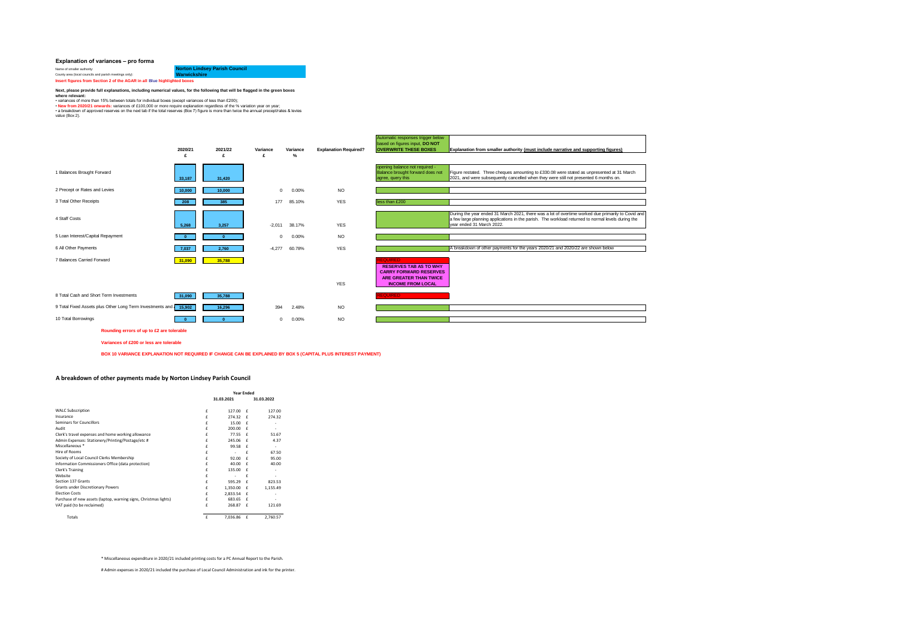## Explanation of variances – pro forma

| | |
|---|---|
| Name of smaller authority: | Norton Lindsey Parish Council |
| County area (local councils and parish meetings only): | Warwickshire |

**Insert figures from Section 2 of the AGAR in all Blue highlighted boxes**

**Next, please provide full explanations, including numerical values, for the following that will be flagged in the green boxes where relevant:**

- variances of more than 15% between totals for individual boxes (except variances of less than £200);
- **New from 2020/21 onwards:** variances of £100,000 or more require explanation regardless of the % variation year on year;
- a breakdown of approved reserves on the next tab if the total reserves (Box 7) figure is more than twice the annual precept/rates & levies value (Box 2).

| | 2020/21 £ | 2021/22 £ | Variance £ | Variance % | Explanation Required? | Automatic responses trigger below based on figures input, **DO NOT OVERWRITE THESE BOXES** | **Explanation from smaller authority (must include narrative and supporting figures)** |
|---|---|---|---|---|---|---|---|
| 1 Balances Brought Forward | 33,187 | 31,420 | | | | opening balance not required - Balance brought forward does not agree, query this | Figure restated. Three cheques amounting to £330.08 were stated as unpresented at 31 March 2021, and were subsequently cancelled when they were still not presented 6 months on. |
| 2 Precept or Rates and Levies | 10,000 | 10,000 | 0 | 0.00% | NO | | |
| 3 Total Other Receipts | 208 | 385 | 177 | 85.10% | YES | less than £200 | |
| 4 Staff Costs | 5,268 | 3,257 | -2,011 | 38.17% | YES | | During the year ended 31 March 2021, there was a lot of overtime worked due primarily to Covid and a few large planning applications in the parish. The workload returned to normal levels during the year ended 31 March 2022. |
| 5 Loan Interest/Capital Repayment | 0 | 0 | 0 | 0.00% | NO | | |
| 6 All Other Payments | 7,037 | 2,760 | -4,277 | 60.78% | YES | | A breakdown of other payments for the years 2020/21 and 2020/22 are shown below |
| 7 Balances Carried Forward | 31,090 | 35,788 | | | YES | REQUIRED **RESERVES TAB AS TO WHY CARRY FORWARD RESERVES ARE GREATER THAN TWICE INCOME FROM LOCAL** | |
| 8 Total Cash and Short Term Investments | 31,090 | 35,788 | | | | REQUIRED | |
| 9 Total Fixed Assets plus Other Long Term Investments and Assets | 15,902 | 16,296 | 394 | 2.48% | NO | | |
| 10 Total Borrowings | 0 | 0 | 0 | 0.00% | NO | | |

**Rounding errors of up to £2 are tolerable**

**Variances of £200 or less are tolerable**

**BOX 10 VARIANCE EXPLANATION NOT REQUIRED IF CHANGE CAN BE EXPLAINED BY BOX 5 (CAPITAL PLUS INTEREST PAYMENT)**

## A breakdown of other payments made by Norton Lindsey Parish Council

| | Year Ended 31.03.2021 | Year Ended 31.03.2022 |
|---|---|---|
| WALC Subscription | £ 127.00 | £ 127.00 |
| Insurance | £ 274.32 | £ 274.32 |
| Seminars for Councillors | £ 15.00 | £ - |
| Audit | £ 200.00 | £ - |
| Clerk's travel expenses and home working allowance | £ 77.55 | £ 51.67 |
| Admin Expenses: Stationery/Printing/Postage/etc # | £ 245.06 | £ 4.37 |
| Miscellaneous * | £ 99.58 | £ - |
| Hire of Rooms | £ - | £ 67.50 |
| Society of Local Council Clerks Membership | £ 92.00 | £ 95.00 |
| Information Commissioners Office (data protection) | £ 40.00 | £ 40.00 |
| Clerk's Training | £ 135.00 | £ - |
| Website | £ - | £ - |
| Section 137 Grants | £ 595.29 | £ 823.53 |
| Grants under Discretionary Powers | £ 1,350.00 | £ 1,155.49 |
| Election Costs | £ 2,833.54 | £ - |
| Purchase of new assets (laptop, warning signs, Christmas lights) | £ 683.65 | £ - |
| VAT paid (to be reclaimed) | £ 268.87 | £ 121.69 |
| Totals | £ 7,036.86 | £ 2,760.57 |

* Miscellaneous expenditure in 2020/21 included printing costs for a PC Annual Report to the Parish.

# Admin expenses in 2020/21 included the purchase of Local Council Administration and ink for the printer.